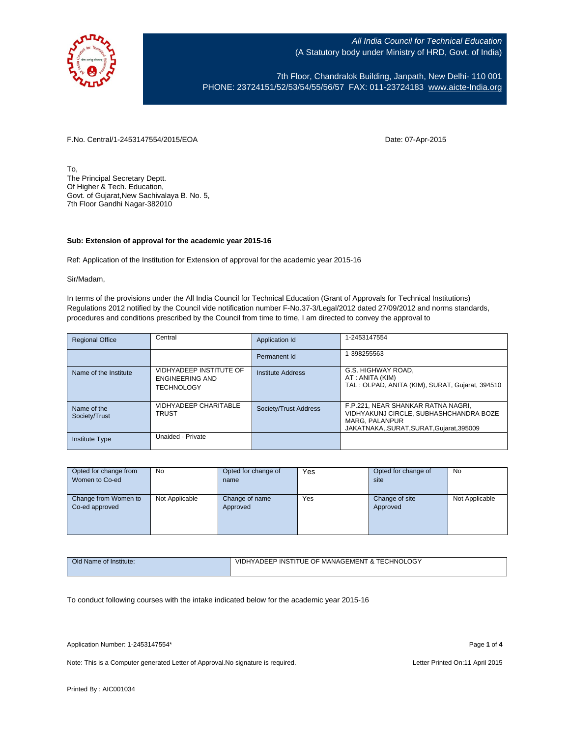All India Council for Technical Education
(A Statutory body under Ministry of HRD, Govt. of India)

7th Floor, Chandralok Building, Janpath, New Delhi- 110 001
PHONE: 23724151/52/53/54/55/56/57 FAX: 011-23724183 www.aicte-India.org

F.No. Central/1-2453147554/2015/EOA

Date: 07-Apr-2015

To,
The Principal Secretary Deptt.
Of Higher & Tech. Education,
Govt. of Gujarat,New Sachivalaya B. No. 5,
7th Floor Gandhi Nagar-382010

**Sub: Extension of approval for the academic year 2015-16**

Ref: Application of the Institution for Extension of approval for the academic year 2015-16

Sir/Madam,

In terms of the provisions under the All India Council for Technical Education (Grant of Approvals for Technical Institutions) Regulations 2012 notified by the Council vide notification number F-No.37-3/Legal/2012 dated 27/09/2012 and norms standards, procedures and conditions prescribed by the Council from time to time, I am directed to convey the approval to

| Regional Office | Central | Application Id | 1-2453147554 |
|---|---|---|---|
| | | Permanent Id | 1-398255563 |
| Name of the Institute | VIDHYADEEP INSTITUTE OF ENGINEERING AND TECHNOLOGY | Institute Address | G.S. HIGHWAY ROAD, AT : ANITA (KIM) TAL : OLPAD, ANITA (KIM), SURAT, Gujarat, 394510 |
| Name of the Society/Trust | VIDHYADEEP CHARITABLE TRUST | Society/Trust Address | F.P.221, NEAR SHANKAR RATNA NAGRI, VIDHYAKUNJ CIRCLE, SUBHASHCHANDRA BOZE MARG, PALANPUR JAKATNAKA,,SURAT,SURAT,Gujarat,395009 |
| Institute Type | Unaided - Private | | |

| Opted for change from Women to Co-ed | No | Opted for change of name | Yes | Opted for change of site | No |
|---|---|---|---|---|---|
| Change from Women to Co-ed approved | Not Applicable | Change of name Approved | Yes | Change of site Approved | Not Applicable |

| Old Name of Institute: | VIDHYADEEP INSTITUE OF MANAGEMENT & TECHNOLOGY |
|---|---|

To conduct following courses with the intake indicated below for the academic year 2015-16

Application Number: 1-2453147554*

Note: This is a Computer generated Letter of Approval.No signature is required.

Letter Printed On:11 April 2015

Printed By : AIC001034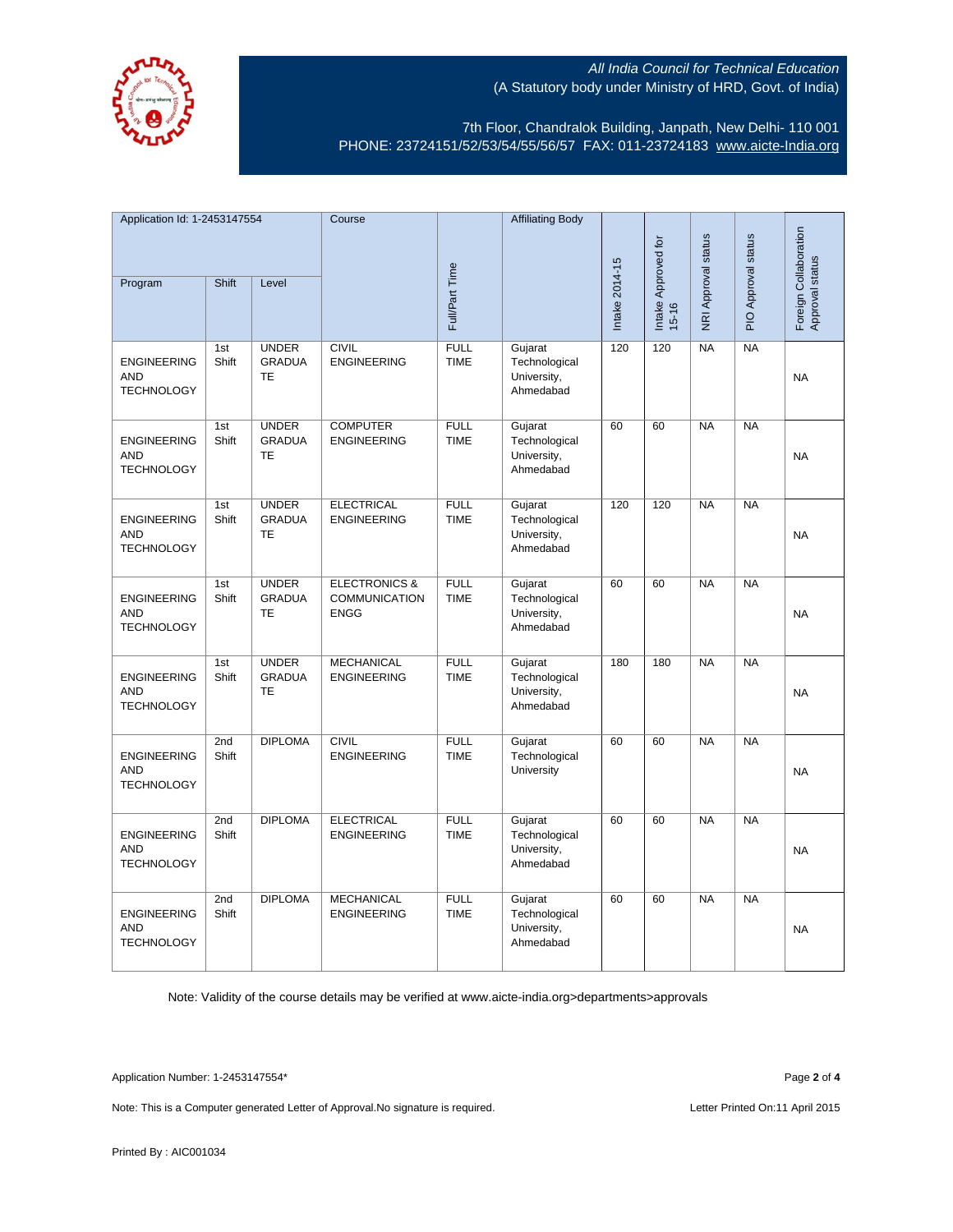All India Council for Technical Education
(A Statutory body under Ministry of HRD, Govt. of India)

7th Floor, Chandralok Building, Janpath, New Delhi- 110 001
PHONE: 23724151/52/53/54/55/56/57 FAX: 011-23724183 www.aicte-India.org

| Application Id: 1-2453147554 | | | Course | Full/Part Time | Affiliating Body | Intake 2014-15 | Intake Approved for 15-16 | NRI Approval status | PIO Approval status | Foreign Collaboration Approval status |
|---|---|---|---|---|---|---|---|---|---|---|
| Program | Shift | Level | | | | | | | | |
| ENGINEERING AND TECHNOLOGY | 1st Shift | UNDER GRADUATE | CIVIL ENGINEERING | FULL TIME | Gujarat Technological University, Ahmedabad | 120 | 120 | NA | NA | NA |
| ENGINEERING AND TECHNOLOGY | 1st Shift | UNDER GRADUATE | COMPUTER ENGINEERING | FULL TIME | Gujarat Technological University, Ahmedabad | 60 | 60 | NA | NA | NA |
| ENGINEERING AND TECHNOLOGY | 1st Shift | UNDER GRADUATE | ELECTRICAL ENGINEERING | FULL TIME | Gujarat Technological University, Ahmedabad | 120 | 120 | NA | NA | NA |
| ENGINEERING AND TECHNOLOGY | 1st Shift | UNDER GRADUATE | ELECTRONICS & COMMUNICATION ENGG | FULL TIME | Gujarat Technological University, Ahmedabad | 60 | 60 | NA | NA | NA |
| ENGINEERING AND TECHNOLOGY | 1st Shift | UNDER GRADUATE | MECHANICAL ENGINEERING | FULL TIME | Gujarat Technological University, Ahmedabad | 180 | 180 | NA | NA | NA |
| ENGINEERING AND TECHNOLOGY | 2nd Shift | DIPLOMA | CIVIL ENGINEERING | FULL TIME | Gujarat Technological University | 60 | 60 | NA | NA | NA |
| ENGINEERING AND TECHNOLOGY | 2nd Shift | DIPLOMA | ELECTRICAL ENGINEERING | FULL TIME | Gujarat Technological University, Ahmedabad | 60 | 60 | NA | NA | NA |
| ENGINEERING AND TECHNOLOGY | 2nd Shift | DIPLOMA | MECHANICAL ENGINEERING | FULL TIME | Gujarat Technological University, Ahmedabad | 60 | 60 | NA | NA | NA |

Note: Validity of the course details may be verified at www.aicte-india.org>departments>approvals

Application Number: 1-2453147554*

Note: This is a Computer generated Letter of Approval.No signature is required.

Letter Printed On:11 April 2015

Printed By : AIC001034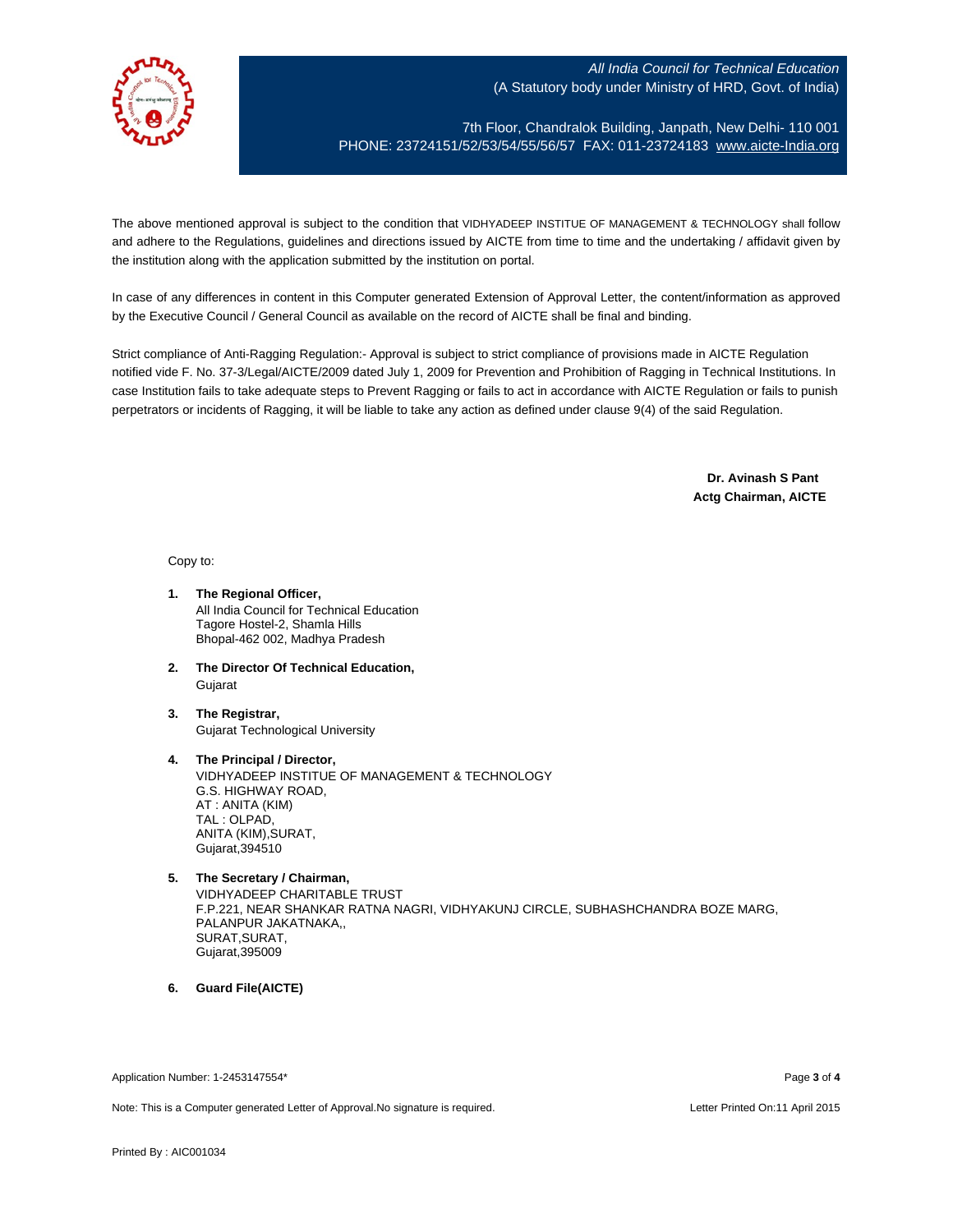*All India Council for Technical Education*
(A Statutory body under Ministry of HRD, Govt. of India)

7th Floor, Chandralok Building, Janpath, New Delhi- 110 001
PHONE: 23724151/52/53/54/55/56/57 FAX: 011-23724183 www.aicte-India.org

The above mentioned approval is subject to the condition that VIDHYADEEP INSTITUE OF MANAGEMENT & TECHNOLOGY shall follow and adhere to the Regulations, guidelines and directions issued by AICTE from time to time and the undertaking / affidavit given by the institution along with the application submitted by the institution on portal.

In case of any differences in content in this Computer generated Extension of Approval Letter, the content/information as approved by the Executive Council / General Council as available on the record of AICTE shall be final and binding.

Strict compliance of Anti-Ragging Regulation:- Approval is subject to strict compliance of provisions made in AICTE Regulation notified vide F. No. 37-3/Legal/AICTE/2009 dated July 1, 2009 for Prevention and Prohibition of Ragging in Technical Institutions. In case Institution fails to take adequate steps to Prevent Ragging or fails to act in accordance with AICTE Regulation or fails to punish perpetrators or incidents of Ragging, it will be liable to take any action as defined under clause 9(4) of the said Regulation.

**Dr. Avinash S Pant**
**Actg Chairman, AICTE**

Copy to:

1. **The Regional Officer,**
   All India Council for Technical Education
   Tagore Hostel-2, Shamla Hills
   Bhopal-462 002, Madhya Pradesh

2. **The Director Of Technical Education,**
   Gujarat

3. **The Registrar,**
   Gujarat Technological University

4. **The Principal / Director,**
   VIDHYADEEP INSTITUE OF MANAGEMENT & TECHNOLOGY
   G.S. HIGHWAY ROAD,
   AT : ANITA (KIM)
   TAL : OLPAD,
   ANITA (KIM),SURAT,
   Gujarat,394510

5. **The Secretary / Chairman,**
   VIDHYADEEP CHARITABLE TRUST
   F.P.221, NEAR SHANKAR RATNA NAGRI, VIDHYAKUNJ CIRCLE, SUBHASHCHANDRA BOZE MARG, PALANPUR JAKATNAKA,,
   SURAT,SURAT,
   Gujarat,395009

6. **Guard File(AICTE)**

Application Number: 1-2453147554*

Note: This is a Computer generated Letter of Approval.No signature is required.

Letter Printed On:11 April 2015

Printed By : AIC001034